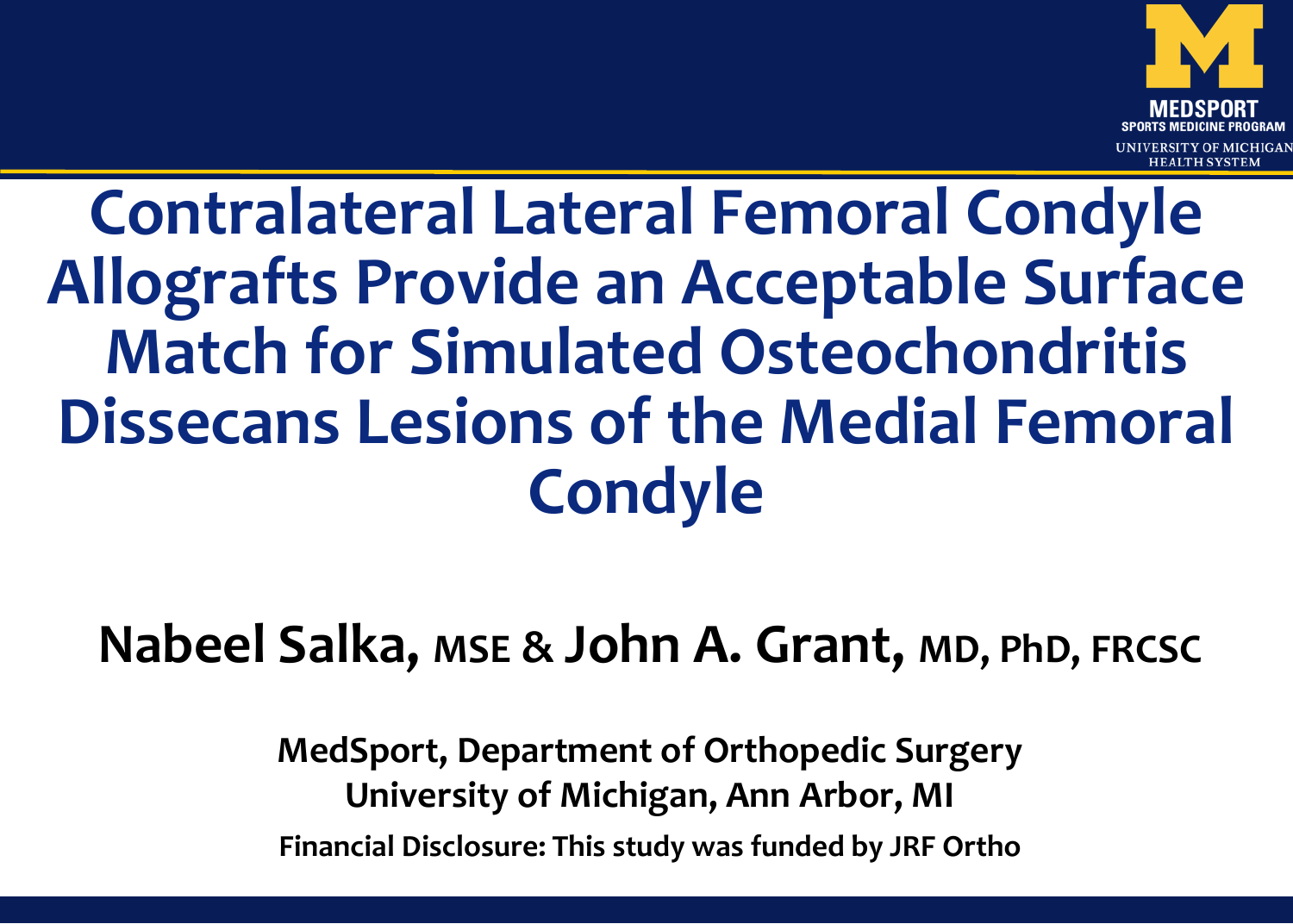MEDSPORT
SPORTS MEDICINE PROGRAM
UNIVERSITY OF MICHIGAN HEALTH SYSTEM

# Contralateral Lateral Femoral Condyle Allografts Provide an Acceptable Surface Match for Simulated Osteochondritis Dissecans Lesions of the Medial Femoral Condyle

**Nabeel Salka, MSE & John A. Grant, MD, PhD, FRCSC**

**MedSport, Department of Orthopedic Surgery**
**University of Michigan, Ann Arbor, MI**

**Financial Disclosure: This study was funded by JRF Ortho**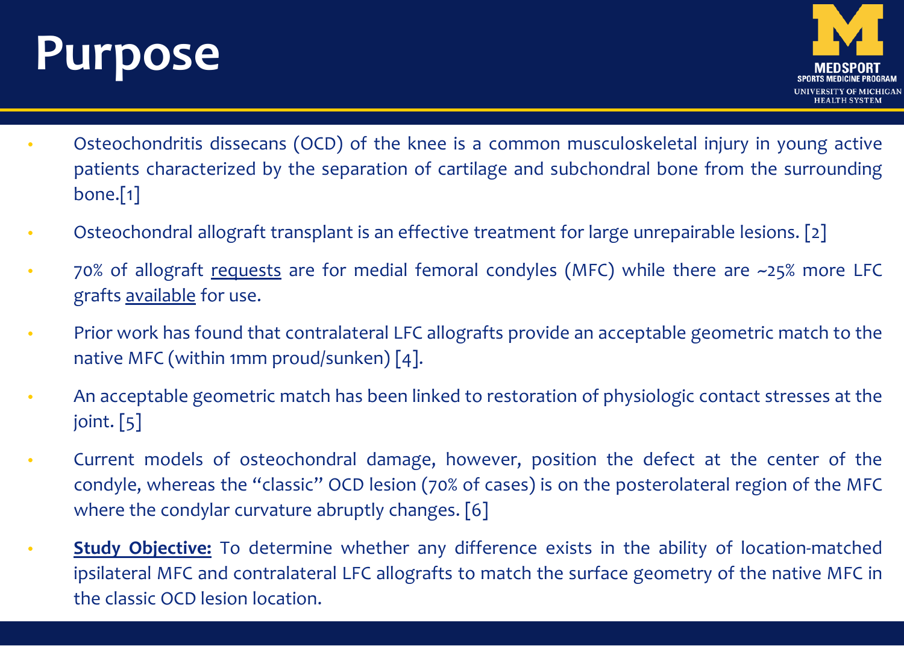# Purpose

- Osteochondritis dissecans (OCD) of the knee is a common musculoskeletal injury in young active patients characterized by the separation of cartilage and subchondral bone from the surrounding bone.[1]
- Osteochondral allograft transplant is an effective treatment for large unrepairable lesions. [2]
- 70% of allograft <u>requests</u> are for medial femoral condyles (MFC) while there are ~25% more LFC grafts <u>available</u> for use.
- Prior work has found that contralateral LFC allografts provide an acceptable geometric match to the native MFC (within 1mm proud/sunken) [4].
- An acceptable geometric match has been linked to restoration of physiologic contact stresses at the joint. [5]
- Current models of osteochondral damage, however, position the defect at the center of the condyle, whereas the "classic" OCD lesion (70% of cases) is on the posterolateral region of the MFC where the condylar curvature abruptly changes. [6]
- **<u>Study Objective:</u>** To determine whether any difference exists in the ability of location-matched ipsilateral MFC and contralateral LFC allografts to match the surface geometry of the native MFC in the classic OCD lesion location.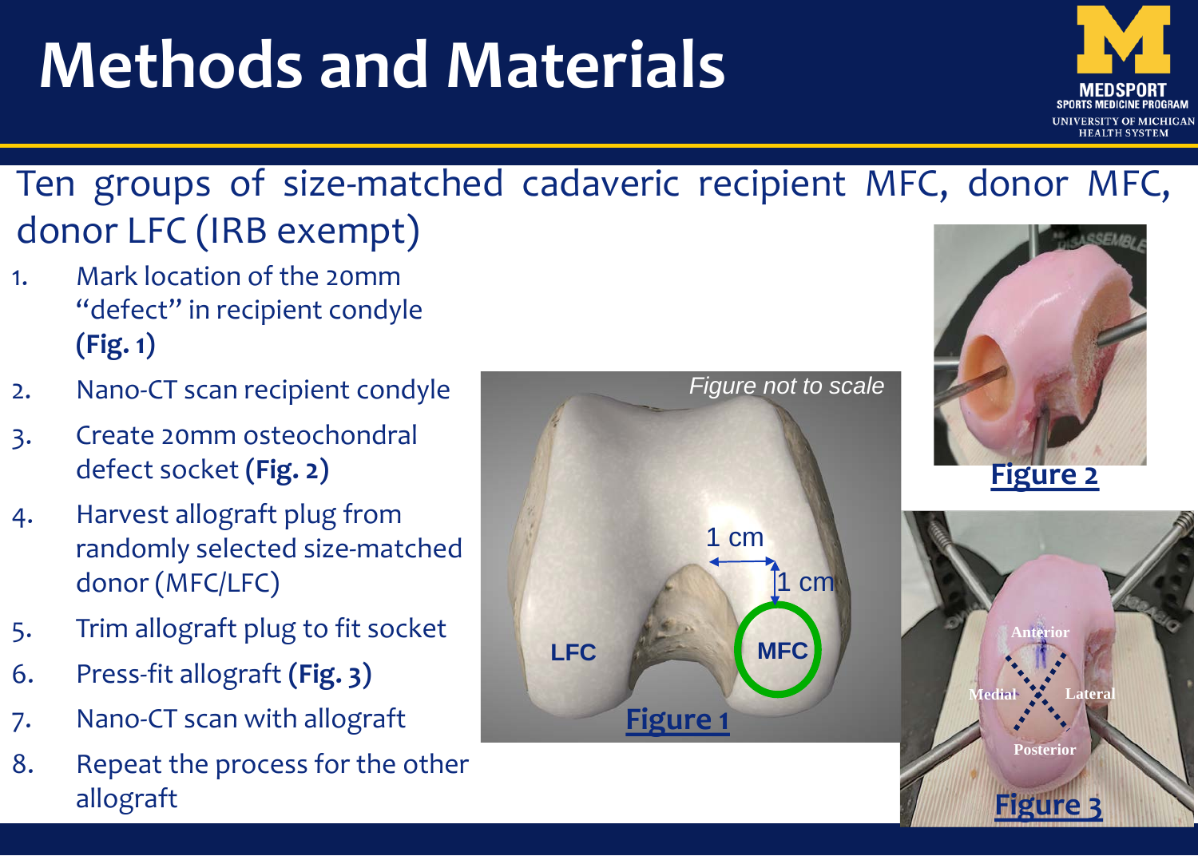# Methods and Materials

Ten groups of size-matched cadaveric recipient MFC, donor MFC, donor LFC (IRB exempt)

1. Mark location of the 20mm "defect" in recipient condyle **(Fig. 1)**
2. Nano-CT scan recipient condyle
3. Create 20mm osteochondral defect socket **(Fig. 2)**
4. Harvest allograft plug from randomly selected size-matched donor (MFC/LFC)
5. Trim allograft plug to fit socket
6. Press-fit allograft **(Fig. 3)**
7. Nano-CT scan with allograft
8. Repeat the process for the other allograft

*Figure not to scale*

1 cm

1 cm

LFC

MFC

**Figure 1**

**Figure 2**

Anterior

Medial

Lateral

Posterior

**Figure 3**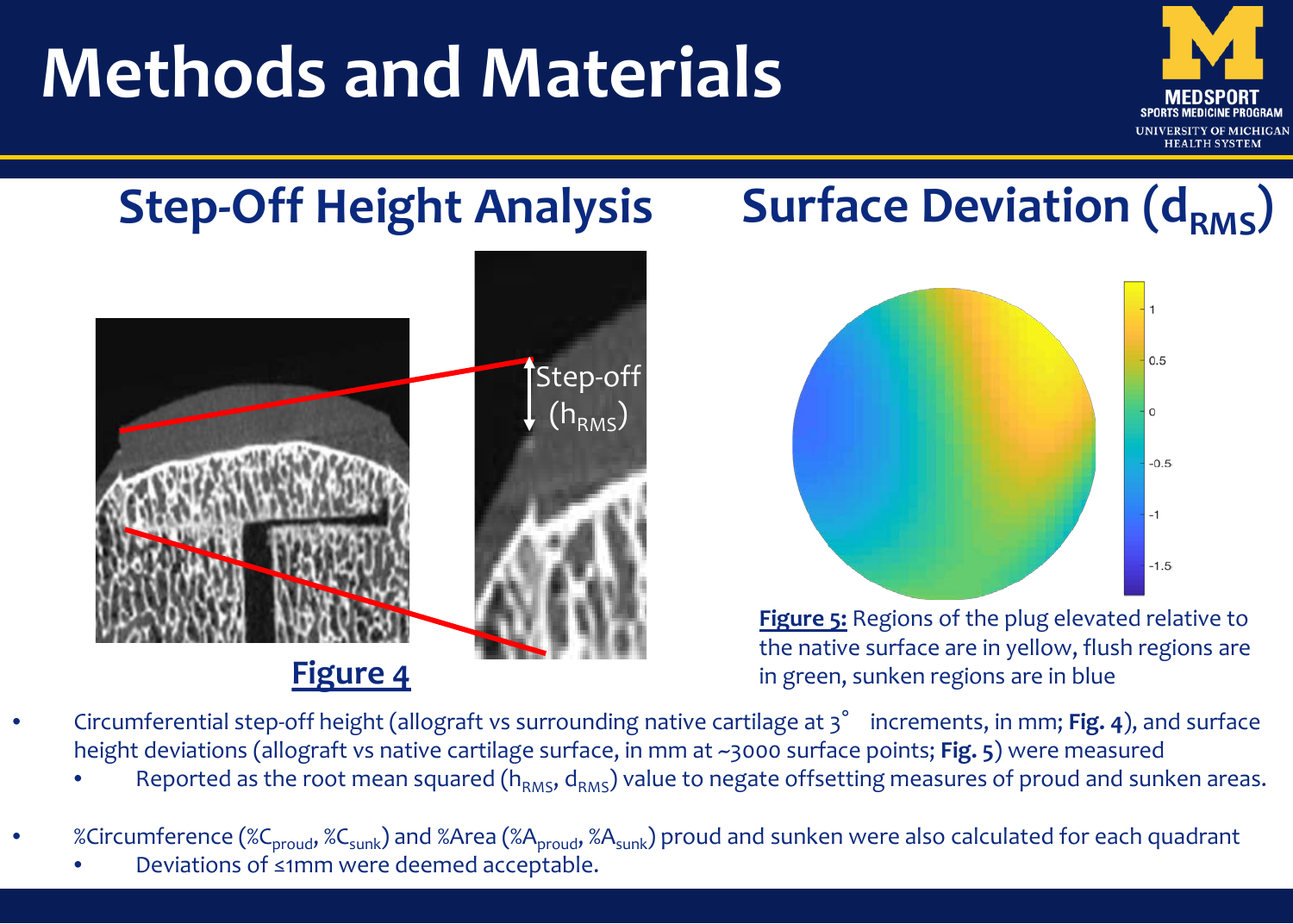# Methods and Materials

## Step-Off Height Analysis

**Figure 4**

## Surface Deviation ($d_{RMS}$)

**Figure 5:** Regions of the plug elevated relative to the native surface are in yellow, flush regions are in green, sunken regions are in blue

- Circumferential step-off height (allograft vs surrounding native cartilage at 3° increments, in mm; **Fig. 4**), and surface height deviations (allograft vs native cartilage surface, in mm at ~3000 surface points; **Fig. 5**) were measured
  - Reported as the root mean squared ($h_{RMS}$, $d_{RMS}$) value to negate offsetting measures of proud and sunken areas.
- %Circumference ($\%C_{proud}$, $\%C_{sunk}$) and %Area ($\%A_{proud}$, $\%A_{sunk}$) proud and sunken were also calculated for each quadrant
  - Deviations of ≤1mm were deemed acceptable.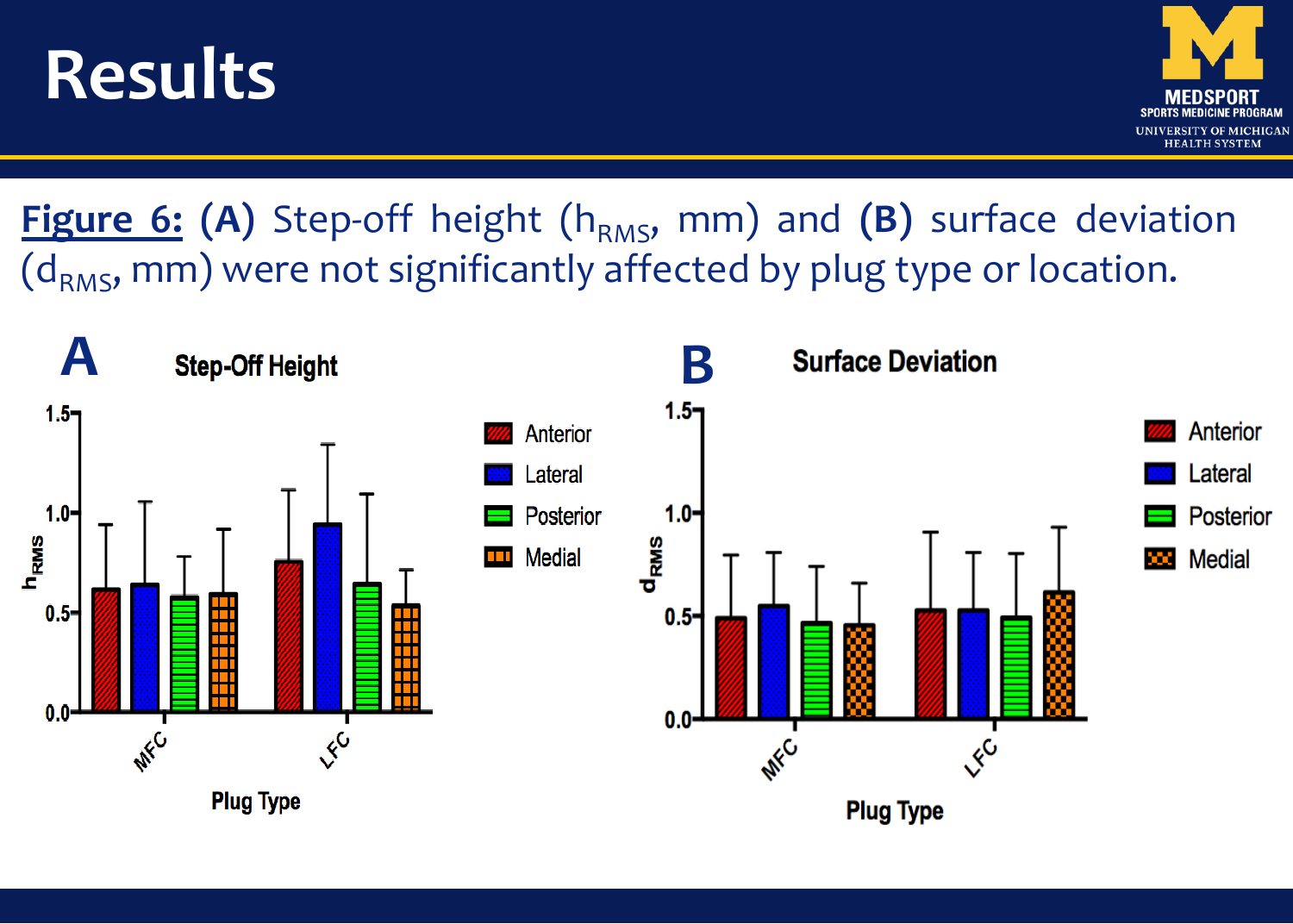# Results

**Figure 6:** **(A)** Step-off height ($h_{RMS}$, mm) and **(B)** surface deviation ($d_{RMS}$, mm) were not significantly affected by plug type or location.

**A** Step-Off Height

**B** Surface Deviation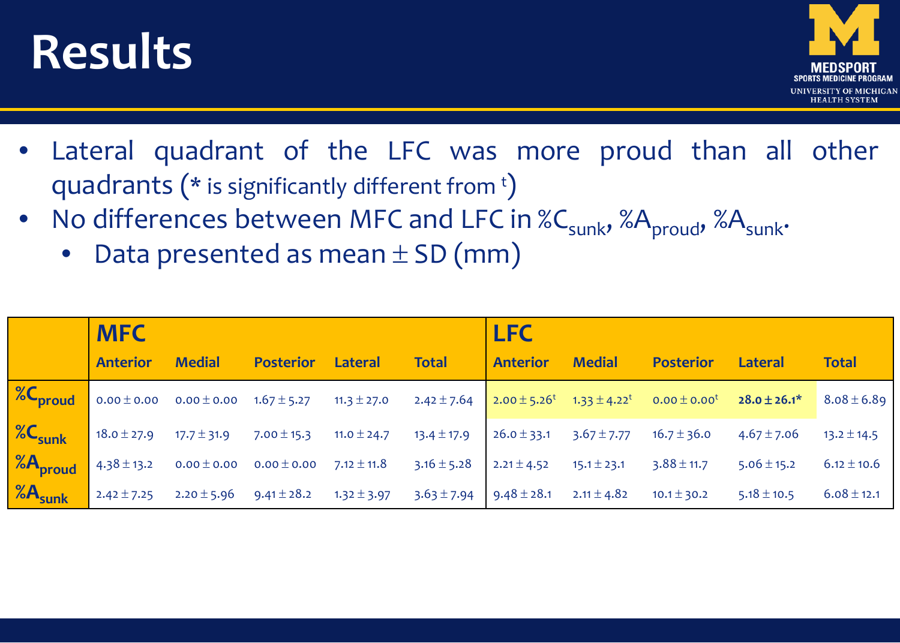# Results

- Lateral quadrant of the LFC was more proud than all other quadrants (* is significantly different from $^{t}$)
- No differences between MFC and LFC in $\%C_{sunk}$, $\%A_{proud}$, $\%A_{sunk}$.
  - Data presented as mean ± SD (mm)

| | MFC | | | | | LFC | | | | |
|---|---|---|---|---|---|---|---|---|---|---|
| | Anterior | Medial | Posterior | Lateral | Total | Anterior | Medial | Posterior | Lateral | Total |
| $\%C_{proud}$ | 0.00 ± 0.00 | 0.00 ± 0.00 | 1.67 ± 5.27 | 11.3 ± 27.0 | 2.42 ± 7.64 | 2.00 ± 5.26$^{t}$ | 1.33 ± 4.22$^{t}$ | 0.00 ± 0.00$^{t}$ | **28.0 ± 26.1*** | 8.08 ± 6.89 |
| $\%C_{sunk}$ | 18.0 ± 27.9 | 17.7 ± 31.9 | 7.00 ± 15.3 | 11.0 ± 24.7 | 13.4 ± 17.9 | 26.0 ± 33.1 | 3.67 ± 7.77 | 16.7 ± 36.0 | 4.67 ± 7.06 | 13.2 ± 14.5 |
| $\%A_{proud}$ | 4.38 ± 13.2 | 0.00 ± 0.00 | 0.00 ± 0.00 | 7.12 ± 11.8 | 3.16 ± 5.28 | 2.21 ± 4.52 | 15.1 ± 23.1 | 3.88 ± 11.7 | 5.06 ± 15.2 | 6.12 ± 10.6 |
| $\%A_{sunk}$ | 2.42 ± 7.25 | 2.20 ± 5.96 | 9.41 ± 28.2 | 1.32 ± 3.97 | 3.63 ± 7.94 | 9.48 ± 28.1 | 2.11 ± 4.82 | 10.1 ± 30.2 | 5.18 ± 10.5 | 6.08 ± 12.1 |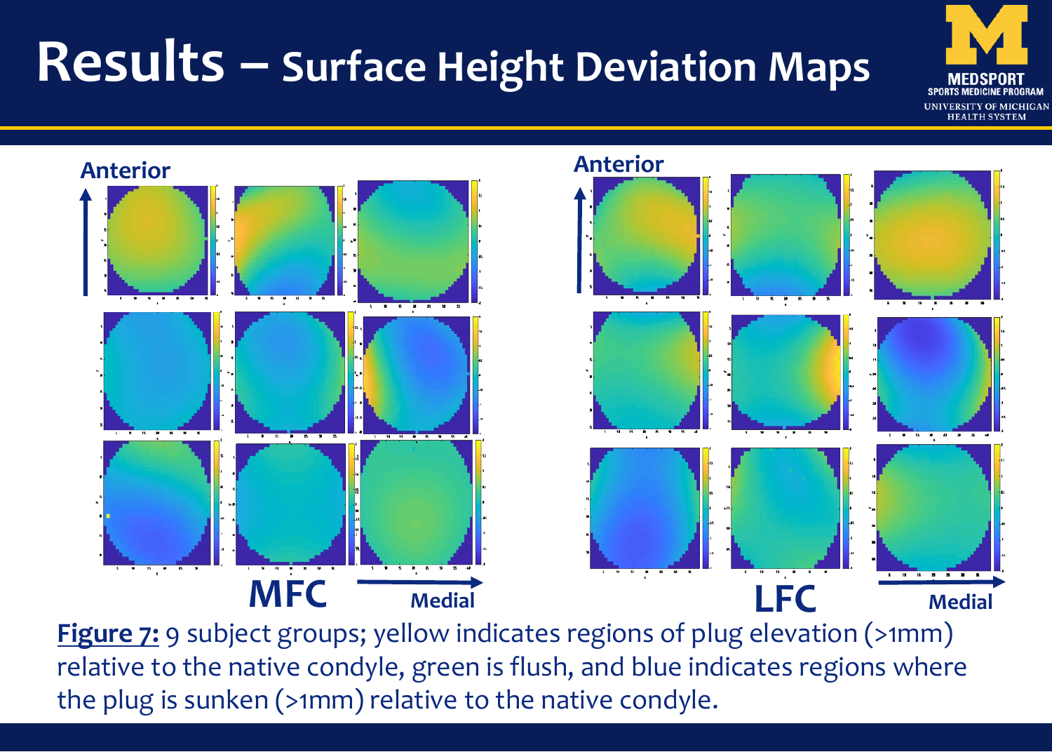# Results – Surface Height Deviation Maps

Anterior

MFC

Medial

Anterior

LFC

Medial

**Figure 7:** 9 subject groups; yellow indicates regions of plug elevation (>1mm) relative to the native condyle, green is flush, and blue indicates regions where the plug is sunken (>1mm) relative to the native condyle.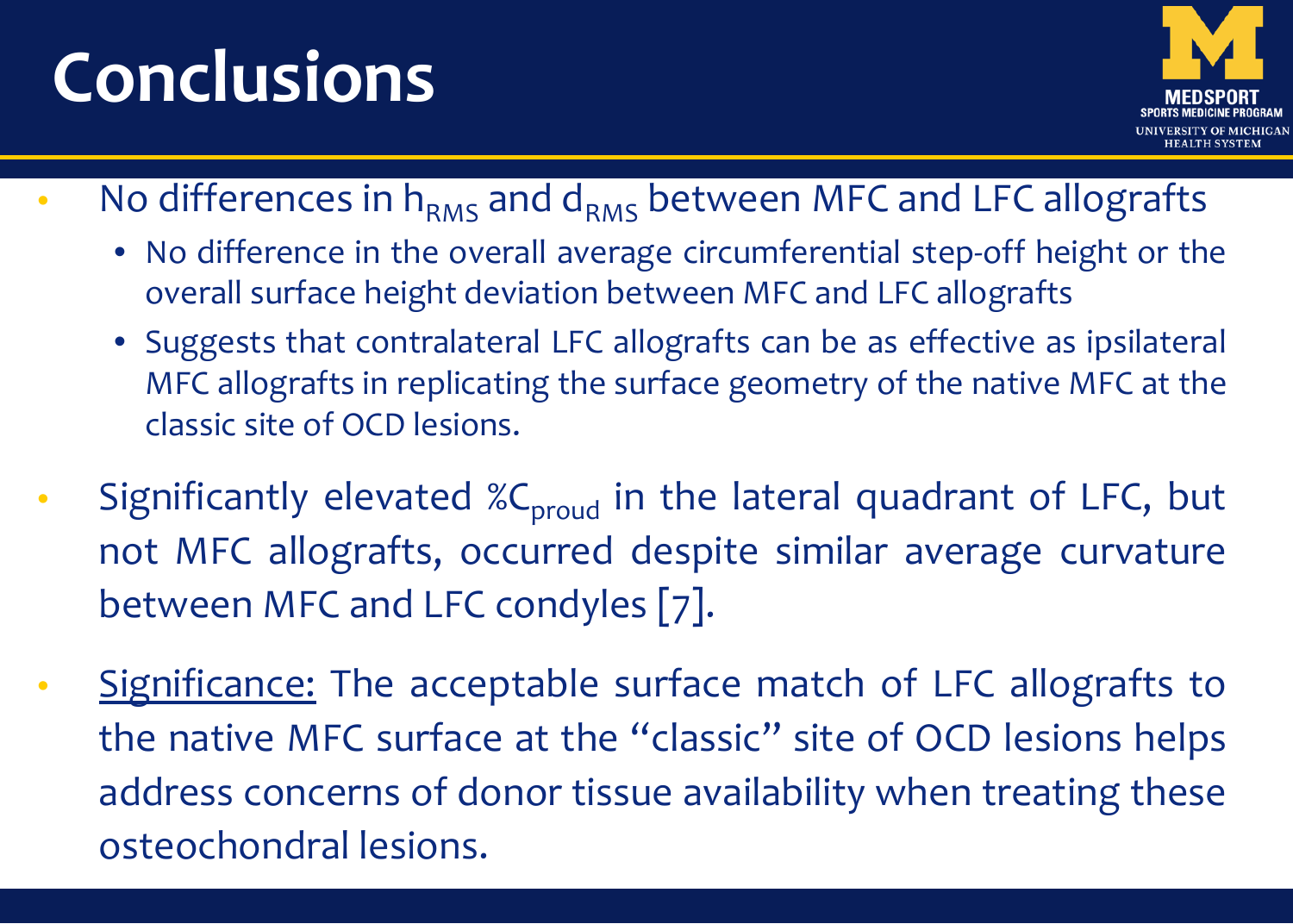# Conclusions

- No differences in $h_{RMS}$ and $d_{RMS}$ between MFC and LFC allografts
  - No difference in the overall average circumferential step-off height or the overall surface height deviation between MFC and LFC allografts
  - Suggests that contralateral LFC allografts can be as effective as ipsilateral MFC allografts in replicating the surface geometry of the native MFC at the classic site of OCD lesions.
- Significantly elevated $\%C_{proud}$ in the lateral quadrant of LFC, but not MFC allografts, occurred despite similar average curvature between MFC and LFC condyles [7].
- <u>Significance:</u> The acceptable surface match of LFC allografts to the native MFC surface at the "classic" site of OCD lesions helps address concerns of donor tissue availability when treating these osteochondral lesions.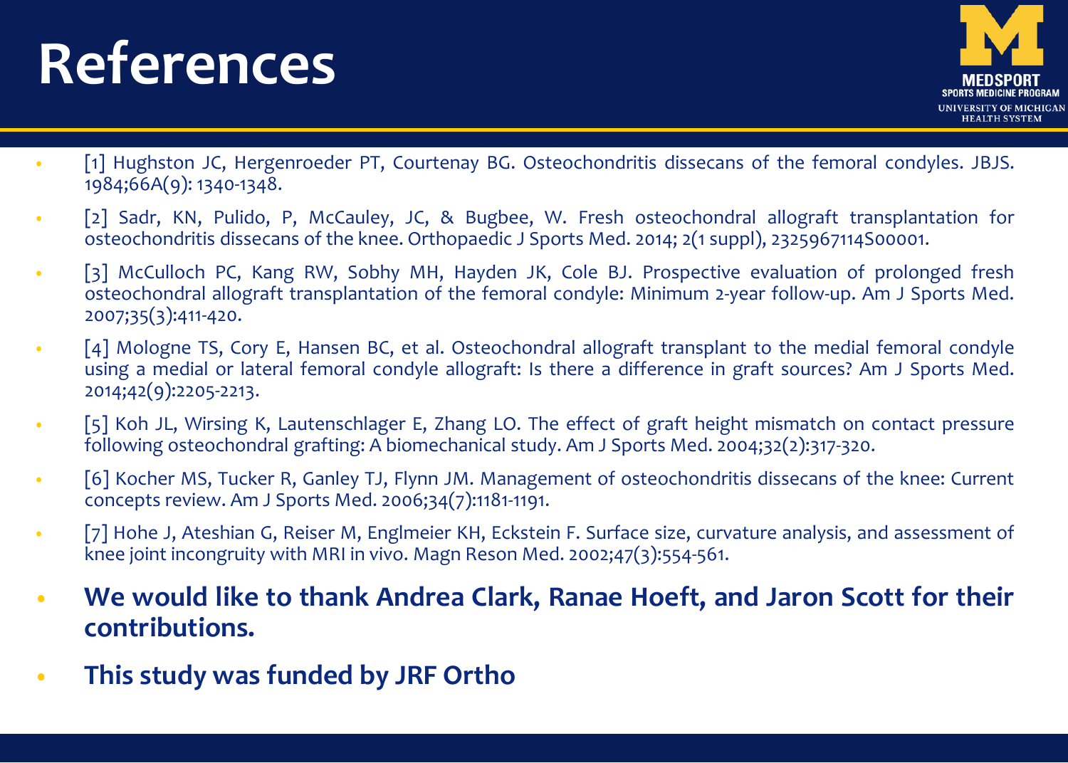# References

- [1] Hughston JC, Hergenroeder PT, Courtenay BG. Osteochondritis dissecans of the femoral condyles. JBJS. 1984;66A(9): 1340-1348.
- [2] Sadr, KN, Pulido, P, McCauley, JC, & Bugbee, W. Fresh osteochondral allograft transplantation for osteochondritis dissecans of the knee. Orthopaedic J Sports Med. 2014; 2(1 suppl), 2325967114S00001.
- [3] McCulloch PC, Kang RW, Sobhy MH, Hayden JK, Cole BJ. Prospective evaluation of prolonged fresh osteochondral allograft transplantation of the femoral condyle: Minimum 2-year follow-up. Am J Sports Med. 2007;35(3):411-420.
- [4] Mologne TS, Cory E, Hansen BC, et al. Osteochondral allograft transplant to the medial femoral condyle using a medial or lateral femoral condyle allograft: Is there a difference in graft sources? Am J Sports Med. 2014;42(9):2205-2213.
- [5] Koh JL, Wirsing K, Lautenschlager E, Zhang LO. The effect of graft height mismatch on contact pressure following osteochondral grafting: A biomechanical study. Am J Sports Med. 2004;32(2):317-320.
- [6] Kocher MS, Tucker R, Ganley TJ, Flynn JM. Management of osteochondritis dissecans of the knee: Current concepts review. Am J Sports Med. 2006;34(7):1181-1191.
- [7] Hohe J, Ateshian G, Reiser M, Englmeier KH, Eckstein F. Surface size, curvature analysis, and assessment of knee joint incongruity with MRI in vivo. Magn Reson Med. 2002;47(3):554-561.
- **We would like to thank Andrea Clark, Ranae Hoeft, and Jaron Scott for their contributions.**
- **This study was funded by JRF Ortho**